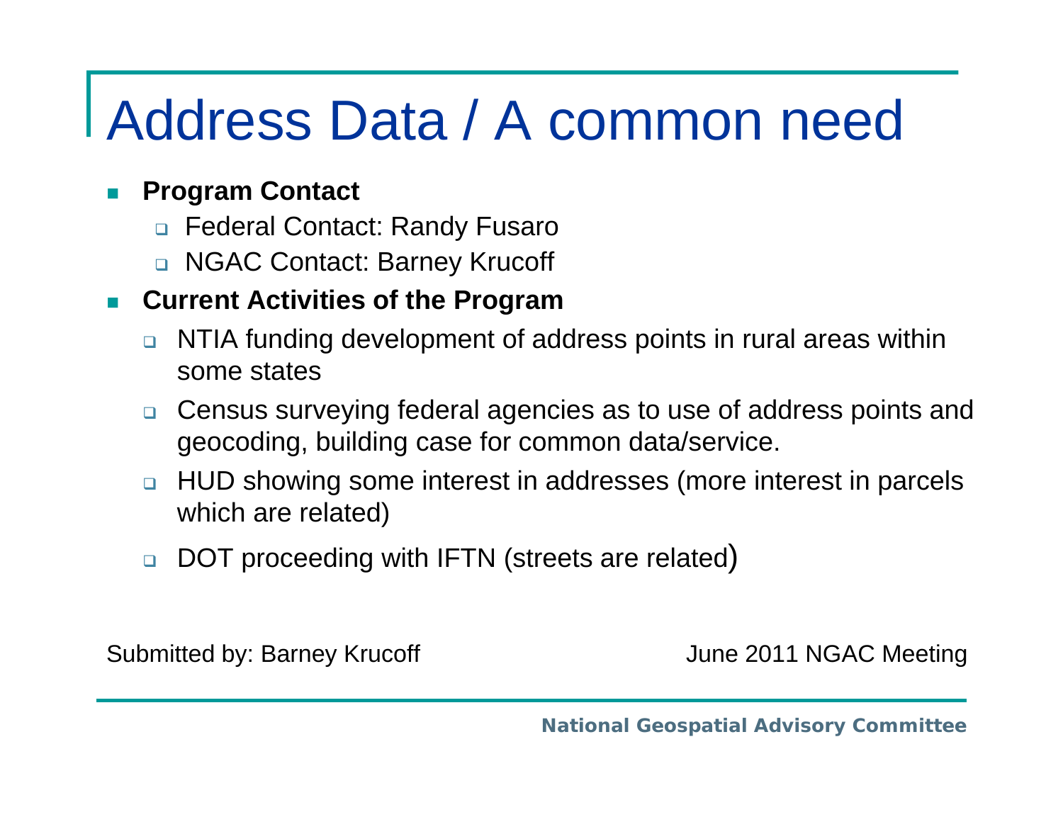# Address Data / A common need

- **Program Contact**
  - Federal Contact: Randy Fusaro
  - NGAC Contact: Barney Krucoff
- **Current Activities of the Program**
  - NTIA funding development of address points in rural areas within some states
  - Census surveying federal agencies as to use of address points and geocoding, building case for common data/service.
  - HUD showing some interest in addresses (more interest in parcels which are related)
  - DOT proceeding with IFTN (streets are related)

Submitted by: Barney Krucoff

June 2011 NGAC Meeting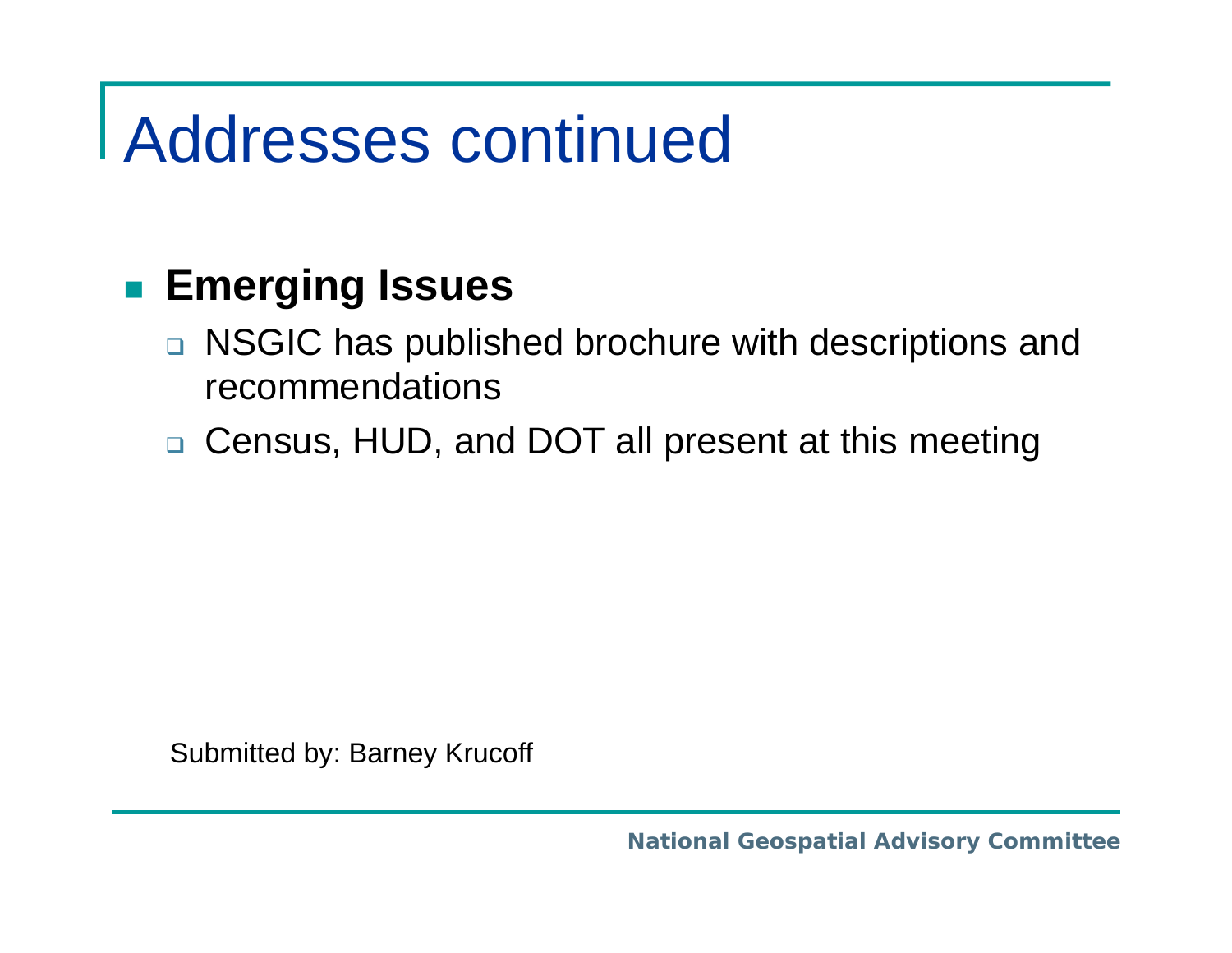# Addresses continued

- **Emerging Issues**
  - NSGIC has published brochure with descriptions and recommendations
  - Census, HUD, and DOT all present at this meeting

Submitted by: Barney Krucoff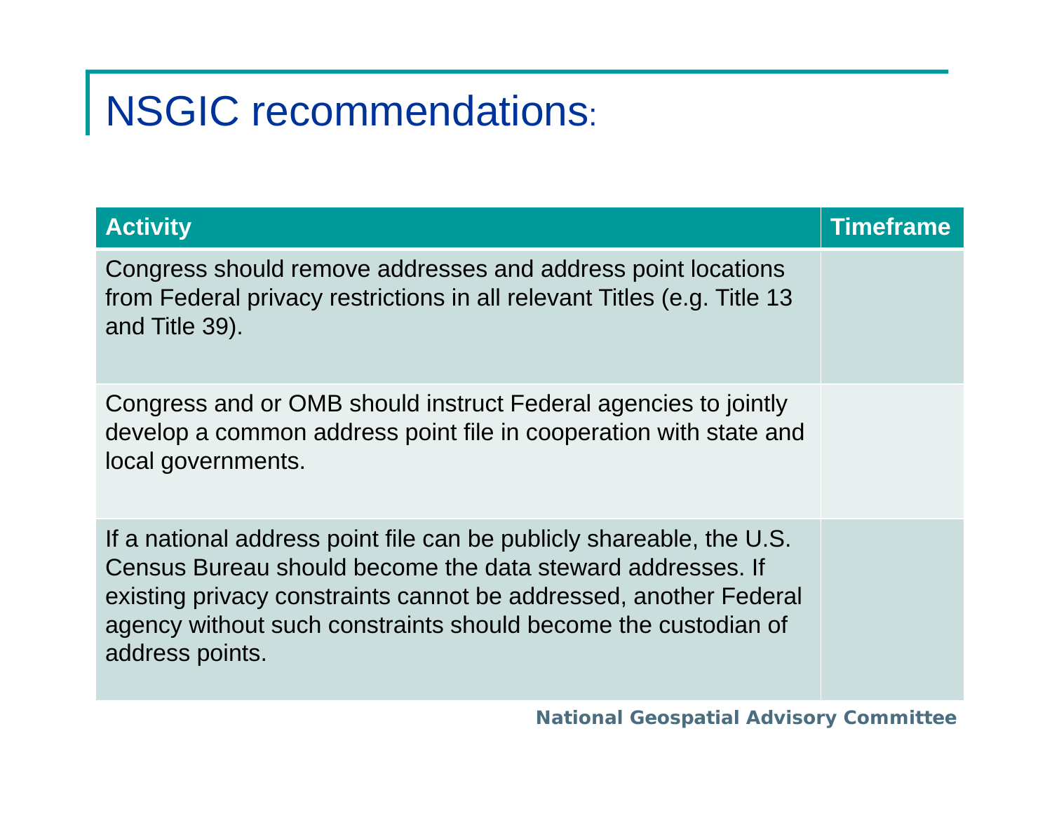# NSGIC recommendations:

| Activity | Timeframe |
| --- | --- |
| Congress should remove addresses and address point locations from Federal privacy restrictions in all relevant Titles (e.g. Title 13 and Title 39). | |
| Congress and or OMB should instruct Federal agencies to jointly develop a common address point file in cooperation with state and local governments. | |
| If a national address point file can be publicly shareable, the U.S. Census Bureau should become the data steward addresses. If existing privacy constraints cannot be addressed, another Federal agency without such constraints should become the custodian of address points. | |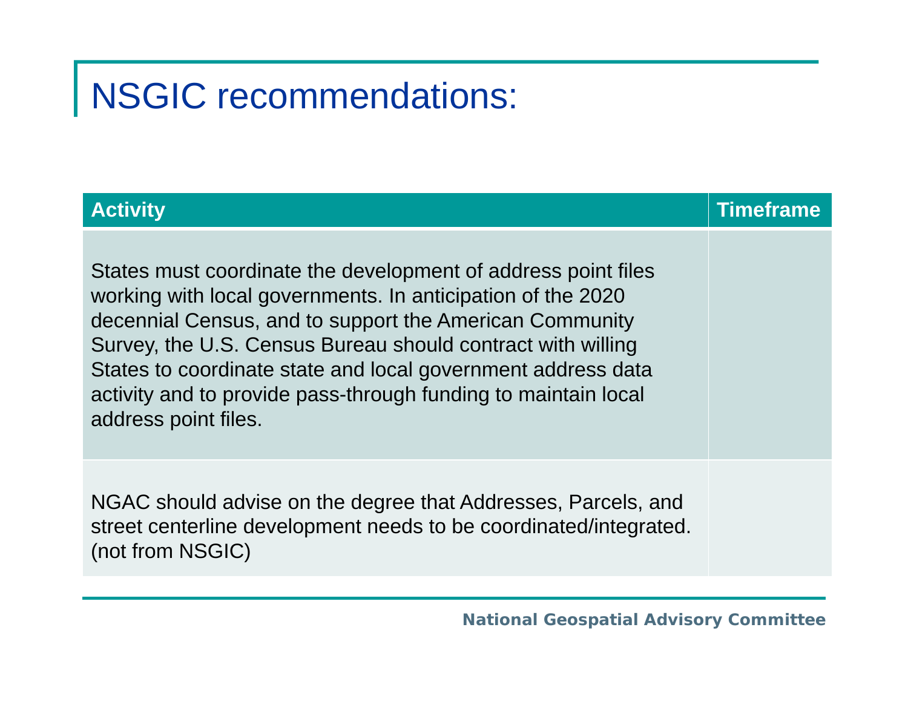# NSGIC recommendations:

| Activity | Timeframe |
|---|---|
| States must coordinate the development of address point files working with local governments. In anticipation of the 2020 decennial Census, and to support the American Community Survey, the U.S. Census Bureau should contract with willing States to coordinate state and local government address data activity and to provide pass-through funding to maintain local address point files. | |
| NGAC should advise on the degree that Addresses, Parcels, and street centerline development needs to be coordinated/integrated. (not from NSGIC) | |